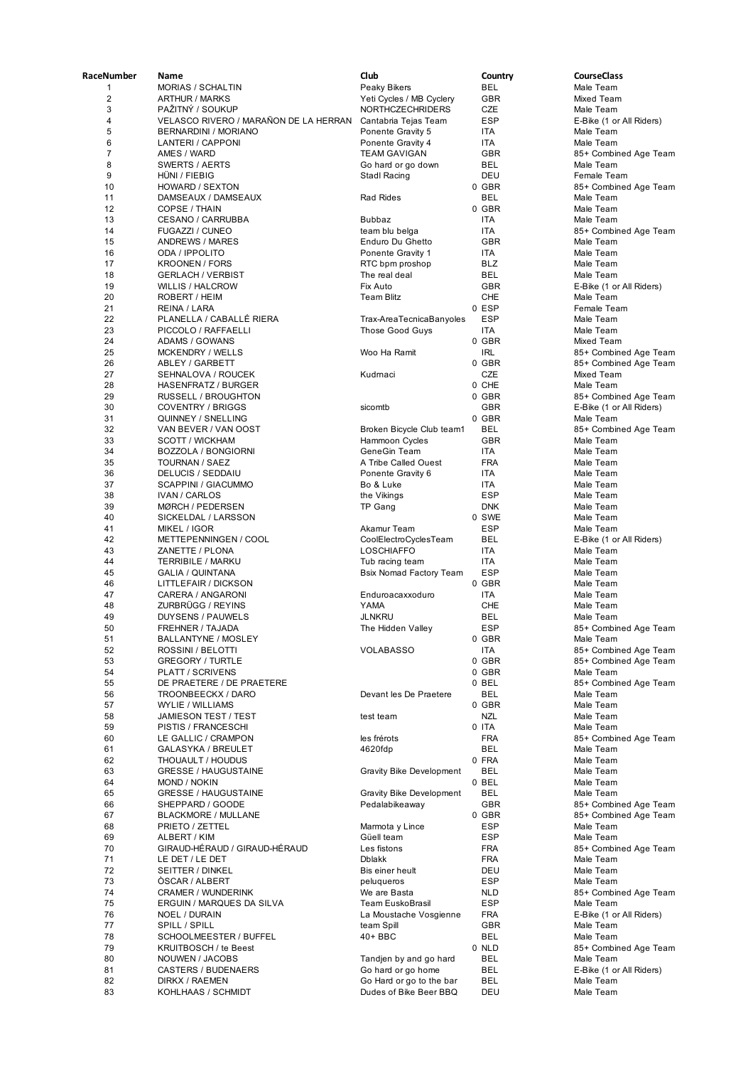| RaceNumber | Name | Club | Country | CourseClass |
|---|---|---|---|---|
| 1 | MORIAS / SCHALTIN | Peaky Bikers | BEL | Male Team |
| 2 | ARTHUR / MARKS | Yeti Cycles / MB Cyclery | GBR | Mixed Team |
| 3 | PAŽITNÝ / SOUKUP | NORTHCZECHRIDERS | CZE | Male Team |
| 4 | VELASCO RIVERO / MARAÑON DE LA HERRAN | Cantabria Tejas Team | ESP | E-Bike (1 or All Riders) |
| 5 | BERNARDINI / MORIANO | Ponente Gravity 5 | ITA | Male Team |
| 6 | LANTERI / CAPPONI | Ponente Gravity 4 | ITA | Male Team |
| 7 | AMES / WARD | TEAM GAVIGAN | GBR | 85+ Combined Age Team |
| 8 | SWERTS / AERTS | Go hard or go down | BEL | Male Team |
| 9 | HÜNI / FIEBIG | Stadl Racing | DEU | Female Team |
| 10 | HOWARD / SEXTON | | 0 GBR | 85+ Combined Age Team |
| 11 | DAMSEAUX / DAMSEAUX | Rad Rides | BEL | Male Team |
| 12 | COPSE / THAIN | | 0 GBR | Male Team |
| 13 | CESANO / CARRUBBA | Bubbaz | ITA | Male Team |
| 14 | FUGAZZI / CUNEO | team blu belga | ITA | 85+ Combined Age Team |
| 15 | ANDREWS / MARES | Enduro Du Ghetto | GBR | Male Team |
| 16 | ODA / IPPOLITO | Ponente Gravity 1 | ITA | Male Team |
| 17 | KROONEN / FORS | RTC bpm proshop | BLZ | Male Team |
| 18 | GERLACH / VERBIST | The real deal | BEL | Male Team |
| 19 | WILLIS / HALCROW | Fix Auto | GBR | E-Bike (1 or All Riders) |
| 20 | ROBERT / HEIM | Team Blitz | CHE | Male Team |
| 21 | REINA / LARA | | 0 ESP | Female Team |
| 22 | PLANELLA / CABALLÉ RIERA | Trax-AreaTecnicaBanyoles | ESP | Male Team |
| 23 | PICCOLO / RAFFAELLI | Those Good Guys | ITA | Male Team |
| 24 | ADAMS / GOWANS | | 0 GBR | Mixed Team |
| 25 | MCKENDRY / WELLS | Woo Ha Ramit | IRL | 85+ Combined Age Team |
| 26 | ABLEY / GARBETT | | 0 GBR | 85+ Combined Age Team |
| 27 | SEHNALOVA / ROUCEK | Kudrnaci | CZE | Mixed Team |
| 28 | HASENFRATZ / BURGER | | 0 CHE | Male Team |
| 29 | RUSSELL / BROUGHTON | | 0 GBR | 85+ Combined Age Team |
| 30 | COVENTRY / BRIGGS | sicomtb | GBR | E-Bike (1 or All Riders) |
| 31 | QUINNEY / SNELLING | | 0 GBR | Male Team |
| 32 | VAN BEVER / VAN OOST | Broken Bicycle Club team1 | BEL | 85+ Combined Age Team |
| 33 | SCOTT / WICKHAM | Hammoon Cycles | GBR | Male Team |
| 34 | BOZZOLA / BONGIORNI | GeneGin Team | ITA | Male Team |
| 35 | TOURNAN / SAEZ | A Tribe Called Ouest | FRA | Male Team |
| 36 | DELUCIS / SEDDAIU | Ponente Gravity 6 | ITA | Male Team |
| 37 | SCAPPINI / GIACUMMO | Bo & Luke | ITA | Male Team |
| 38 | IVAN / CARLOS | the Vikings | ESP | Male Team |
| 39 | MØRCH / PEDERSEN | TP Gang | DNK | Male Team |
| 40 | SICKELDAL / LARSSON | | 0 SWE | Male Team |
| 41 | MIKEL / IGOR | Akamur Team | ESP | Male Team |
| 42 | METTEPENNINGEN / COOL | CoolElectroCyclesTeam | BEL | E-Bike (1 or All Riders) |
| 43 | ZANETTE / PLONA | LOSCHIAFFO | ITA | Male Team |
| 44 | TERRIBILE / MARKU | Tub racing team | ITA | Male Team |
| 45 | GALIA / QUINTANA | Bsix Nomad Factory Team | ESP | Male Team |
| 46 | LITTLEFAIR / DICKSON | | 0 GBR | Male Team |
| 47 | CARERA / ANGARONI | Enduroacaxxoduro | ITA | Male Team |
| 48 | ZURBRÜGG / REYINS | YAMA | CHE | Male Team |
| 49 | DUYSENS / PAUWELS | JLNKRU | BEL | Male Team |
| 50 | FREHNER / TAJADA | The Hidden Valley | ESP | 85+ Combined Age Team |
| 51 | BALLANTYNE / MOSLEY | | 0 GBR | Male Team |
| 52 | ROSSINI / BELOTTI | VOLABASSO | ITA | 85+ Combined Age Team |
| 53 | GREGORY / TURTLE | | 0 GBR | 85+ Combined Age Team |
| 54 | PLATT / SCRIVENS | | 0 GBR | Male Team |
| 55 | DE PRAETERE / DE PRAETERE | | 0 BEL | 85+ Combined Age Team |
| 56 | TROONBEECKX / DARO | Devant les De Praetere | BEL | Male Team |
| 57 | WYLIE / WILLIAMS | | 0 GBR | Male Team |
| 58 | JAMIESON TEST / TEST | test team | NZL | Male Team |
| 59 | PISTIS / FRANCESCHI | | 0 ITA | Male Team |
| 60 | LE GALLIC / CRAMPON | les frérots | FRA | 85+ Combined Age Team |
| 61 | GALASYKA / BREULET | 4620fdp | BEL | Male Team |
| 62 | THOUAULT / HOUDUS | | 0 FRA | Male Team |
| 63 | GRESSE / HAUGUSTAINE | Gravity Bike Development | BEL | Male Team |
| 64 | MOND / NOKIN | | 0 BEL | Male Team |
| 65 | GRESSE / HAUGUSTAINE | Gravity Bike Development | BEL | Male Team |
| 66 | SHEPPARD / GOODE | Pedalabikeaway | GBR | 85+ Combined Age Team |
| 67 | BLACKMORE / MULLANE | | 0 GBR | 85+ Combined Age Team |
| 68 | PRIETO / ZETTEL | Marmota y Lince | ESP | Male Team |
| 69 | ALBERT / KIM | Güell team | ESP | Male Team |
| 70 | GIRAUD-HÉRAUD / GIRAUD-HÉRAUD | Les fistons | FRA | 85+ Combined Age Team |
| 71 | LE DET / LE DET | Dblakk | FRA | Male Team |
| 72 | SEITTER / DINKEL | Bis einer heult | DEU | Male Team |
| 73 | ÒSCAR / ALBERT | peluqueros | ESP | Male Team |
| 74 | CRAMER / WUNDERINK | We are Basta | NLD | 85+ Combined Age Team |
| 75 | ERGUIN / MARQUES DA SILVA | Team EuskoBrasil | ESP | Male Team |
| 76 | NOEL / DURAIN | La Moustache Vosgienne | FRA | E-Bike (1 or All Riders) |
| 77 | SPILL / SPILL | team Spill | GBR | Male Team |
| 78 | SCHOOLMEESTER / BUFFEL | 40+ BBC | BEL | Male Team |
| 79 | KRUITBOSCH / te Beest | | 0 NLD | 85+ Combined Age Team |
| 80 | NOUWEN / JACOBS | Tandjen by and go hard | BEL | Male Team |
| 81 | CASTERS / BUDENAERS | Go hard or go home | BEL | E-Bike (1 or All Riders) |
| 82 | DIRKX / RAEMEN | Go Hard or go to the bar | BEL | Male Team |
| 83 | KOHLHAAS / SCHMIDT | Dudes of Bike Beer BBQ | DEU | Male Team |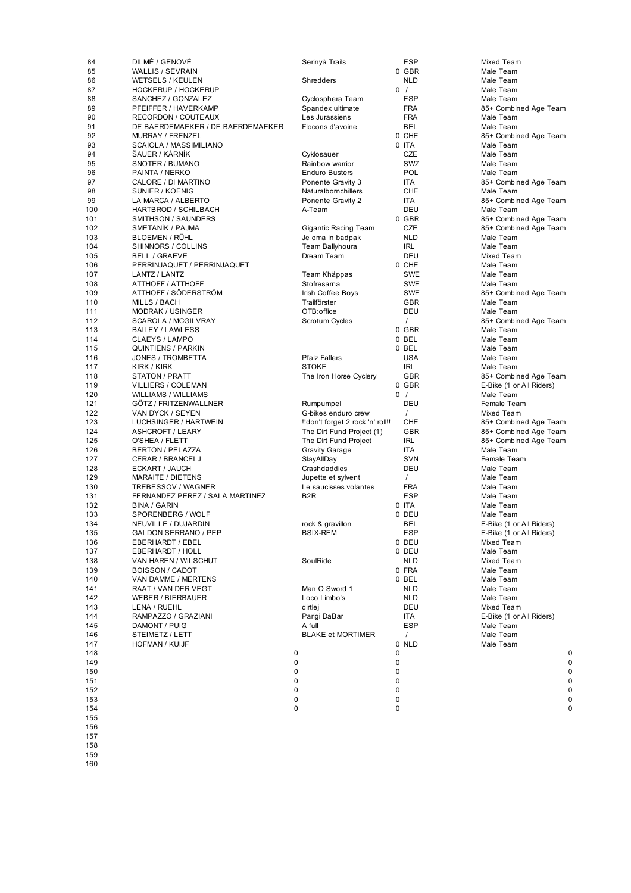| | | | | |
|---|---|---|---|---|
| 84 | DILMÉ / GENOVÉ | Serinyà Trails | ESP | Mixed Team |
| 85 | WALLIS / SEVRAIN | | 0 GBR | Male Team |
| 86 | WETSELS / KEULEN | Shredders | NLD | Male Team |
| 87 | HOCKERUP / HOCKERUP | | 0 / | Male Team |
| 88 | SANCHEZ / GONZALEZ | Cyclosphera Team | ESP | Male Team |
| 89 | PFEIFFER / HAVERKAMP | Spandex ultimate | FRA | 85+ Combined Age Team |
| 90 | RECORDON / COUTEAUX | Les Jurassiens | FRA | Male Team |
| 91 | DE BAERDEMAEKER / DE BAERDEMAEKER | Flocons d'avoine | BEL | Male Team |
| 92 | MURRAY / FRENZEL | | 0 CHE | 85+ Combined Age Team |
| 93 | SCAIOLA / MASSIMILIANO | | 0 ITA | Male Team |
| 94 | ŠAUER / KÁRNÍK | Cyklosauer | CZE | Male Team |
| 95 | SNOTER / BUMANO | Rainbow warrior | SWZ | Male Team |
| 96 | PAINTA / NERKO | Enduro Busters | POL | Male Team |
| 97 | CALORE / DI MARTINO | Ponente Gravity 3 | ITA | 85+ Combined Age Team |
| 98 | SUNIER / KOENIG | Naturalbornchillers | CHE | Male Team |
| 99 | LA MARCA / ALBERTO | Ponente Gravity 2 | ITA | 85+ Combined Age Team |
| 100 | HARTBROD / SCHILBACH | A-Team | DEU | Male Team |
| 101 | SMITHSON / SAUNDERS | | 0 GBR | 85+ Combined Age Team |
| 102 | SMETANÍK / PAJMA | Gigantic Racing Team | CZE | 85+ Combined Age Team |
| 103 | BLOEMEN / RÜHL | Je oma in badpak | NLD | Male Team |
| 104 | SHINNORS / COLLINS | Team Ballyhoura | IRL | Male Team |
| 105 | BELL / GRAEVE | Dream Team | DEU | Mixed Team |
| 106 | PERRINJAQUET / PERRINJAQUET | | 0 CHE | Male Team |
| 107 | LANTZ / LANTZ | Team Khäppas | SWE | Male Team |
| 108 | ATTHOFF / ATTHOFF | Stofresarna | SWE | Male Team |
| 109 | ATTHOFF / SÖDERSTRÖM | Irish Coffee Boys | SWE | 85+ Combined Age Team |
| 110 | MILLS / BACH | Trailförster | GBR | Male Team |
| 111 | MODRAK / USINGER | OTB:office | DEU | Male Team |
| 112 | SCAROLA / MCGILVRAY | Scrotum Cycles | / | 85+ Combined Age Team |
| 113 | BAILEY / LAWLESS | | 0 GBR | Male Team |
| 114 | CLAEYS / LAMPO | | 0 BEL | Male Team |
| 115 | QUINTIENS / PARKIN | | 0 BEL | Male Team |
| 116 | JONES / TROMBETTA | Pfalz Fallers | USA | Male Team |
| 117 | KIRK / KIRK | STOKE | IRL | Male Team |
| 118 | STATON / PRATT | The Iron Horse Cyclery | GBR | 85+ Combined Age Team |
| 119 | VILLIERS / COLEMAN | | 0 GBR | E-Bike (1 or All Riders) |
| 120 | WILLIAMS / WILLIAMS | | 0 / | Male Team |
| 121 | GÖTZ / FRITZENWALLNER | Rumpumpel | DEU | Female Team |
| 122 | VAN DYCK / SEYEN | G-bikes enduro crew | / | Mixed Team |
| 123 | LUCHSINGER / HARTWEIN | !!don't forget 2 rock 'n' roll!! | CHE | 85+ Combined Age Team |
| 124 | ASHCROFT / LEARY | The Dirt Fund Project (1) | GBR | 85+ Combined Age Team |
| 125 | O'SHEA / FLETT | The Dirt Fund Project | IRL | 85+ Combined Age Team |
| 126 | BERTON / PELAZZA | Gravity Garage | ITA | Male Team |
| 127 | CERAR / BRANCELJ | SlayAllDay | SVN | Female Team |
| 128 | ECKART / JAUCH | Crashdaddies | DEU | Male Team |
| 129 | MARAITE / DIETENS | Jupette et sylvent | / | Male Team |
| 130 | TREBESSOV / WAGNER | Le saucisses volantes | FRA | Male Team |
| 131 | FERNANDEZ PEREZ / SALA MARTINEZ | B2R | ESP | Male Team |
| 132 | BINA / GARIN | | 0 ITA | Male Team |
| 133 | SPORENBERG / WOLF | | 0 DEU | Male Team |
| 134 | NEUVILLE / DUJARDIN | rock & gravillon | BEL | E-Bike (1 or All Riders) |
| 135 | GALDON SERRANO / PEP | BSIX-REM | ESP | E-Bike (1 or All Riders) |
| 136 | EBERHARDT / EBEL | | 0 DEU | Mixed Team |
| 137 | EBERHARDT / HOLL | | 0 DEU | Male Team |
| 138 | VAN HAREN / WILSCHUT | SoulRide | NLD | Mixed Team |
| 139 | BOISSON / CADOT | | 0 FRA | Male Team |
| 140 | VAN DAMME / MERTENS | | 0 BEL | Male Team |
| 141 | RAAT / VAN DER VEGT | Man O Sword 1 | NLD | Male Team |
| 142 | WEBER / BIERBAUER | Loco Limbo's | NLD | Male Team |
| 143 | LENA / RUEHL | dirtlej | DEU | Mixed Team |
| 144 | RAMPAZZO / GRAZIANI | Parigi DaBar | ITA | E-Bike (1 or All Riders) |
| 145 | DAMONT / PUIG | A full | ESP | Male Team |
| 146 | STEIMETZ / LETT | BLAKE et MORTIMER | / | Male Team |
| 147 | HOFMAN / KUIJF | | 0 NLD | Male Team |
| 148 | 0 | | 0 | 0 |
| 149 | 0 | | 0 | 0 |
| 150 | 0 | | 0 | 0 |
| 151 | 0 | | 0 | 0 |
| 152 | 0 | | 0 | 0 |
| 153 | 0 | | 0 | 0 |
| 154 | 0 | | 0 | 0 |
| 155 | | | | |
| 156 | | | | |
| 157 | | | | |
| 158 | | | | |
| 159 | | | | |
| 160 | | | | |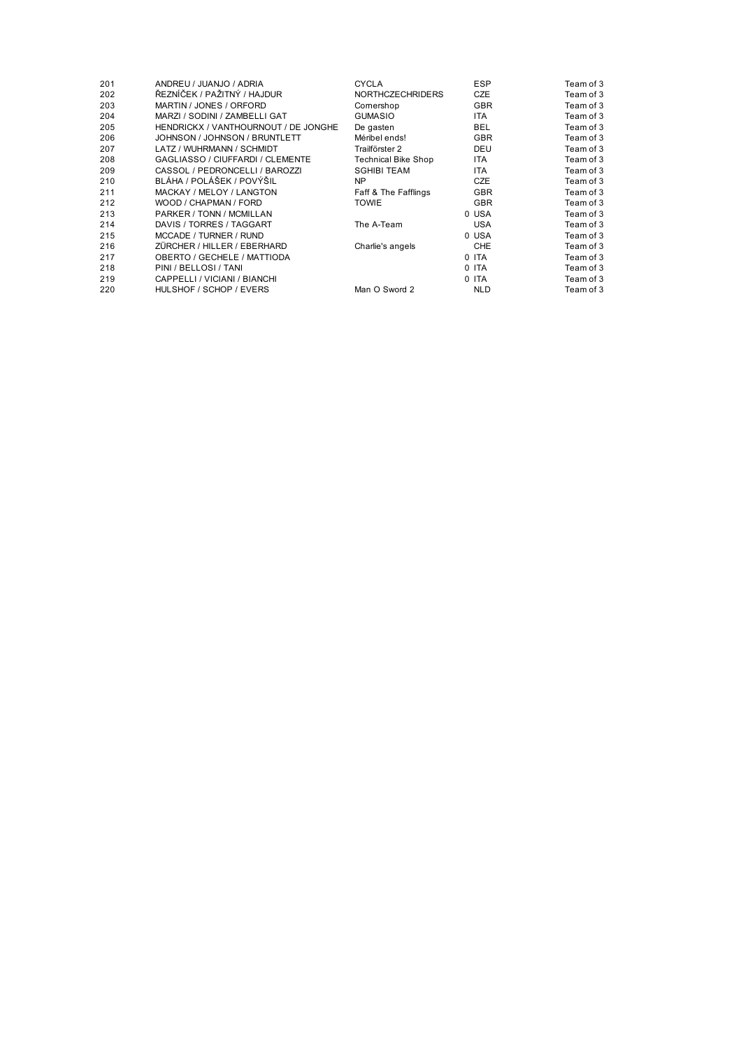| | | | | |
|---|---|---|---|---|
| 201 | ANDREU / JUANJO / ADRIA | CYCLA | ESP | Team of 3 |
| 202 | ŘEZNÍČEK / PAŽITNÝ / HAJDUR | NORTHCZECHRIDERS | CZE | Team of 3 |
| 203 | MARTIN / JONES / ORFORD | Cornershop | GBR | Team of 3 |
| 204 | MARZI / SODINI / ZAMBELLI GAT | GUMASIO | ITA | Team of 3 |
| 205 | HENDRICKX / VANTHOURNOUT / DE JONGHE | De gasten | BEL | Team of 3 |
| 206 | JOHNSON / JOHNSON / BRUNTLETT | Méribel ends! | GBR | Team of 3 |
| 207 | LATZ / WUHRMANN / SCHMIDT | Trailförster 2 | DEU | Team of 3 |
| 208 | GAGLIASSO / CIUFFARDI / CLEMENTE | Technical Bike Shop | ITA | Team of 3 |
| 209 | CASSOL / PEDRONCELLI / BAROZZI | SGHIBI TEAM | ITA | Team of 3 |
| 210 | BLÁHA / POLÁŠEK / POVÝŠIL | NP | CZE | Team of 3 |
| 211 | MACKAY / MELOY / LANGTON | Faff & The Fafflings | GBR | Team of 3 |
| 212 | WOOD / CHAPMAN / FORD | TOWIE | GBR | Team of 3 |
| 213 | PARKER / TONN / MCMILLAN | | 0 USA | Team of 3 |
| 214 | DAVIS / TORRES / TAGGART | The A-Team | USA | Team of 3 |
| 215 | MCCADE / TURNER / RUND | | 0 USA | Team of 3 |
| 216 | ZÜRCHER / HILLER / EBERHARD | Charlie's angels | CHE | Team of 3 |
| 217 | OBERTO / GECHELE / MATTIODA | | 0 ITA | Team of 3 |
| 218 | PINI / BELLOSI / TANI | | 0 ITA | Team of 3 |
| 219 | CAPPELLI / VICIANI / BIANCHI | | 0 ITA | Team of 3 |
| 220 | HULSHOF / SCHOP / EVERS | Man O Sword 2 | NLD | Team of 3 |